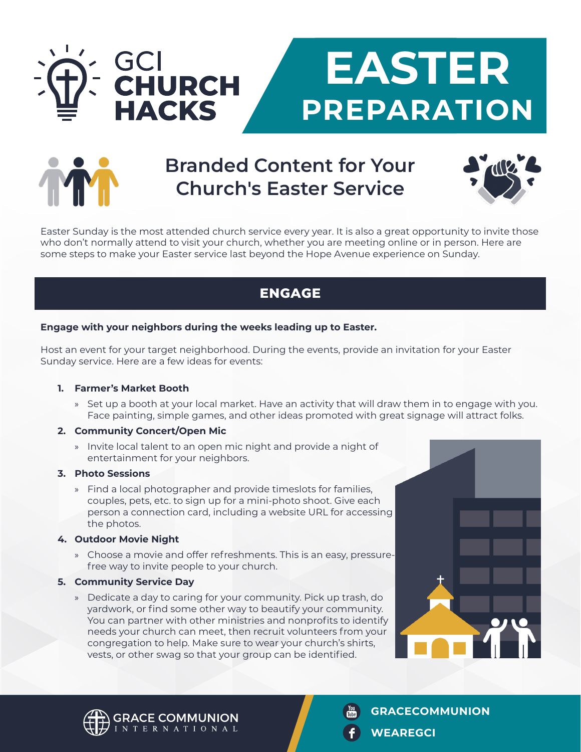# GCI CHURCH HACKS

# EASTER PREPARATION

## Branded Content for Your Church's Easter Service

Easter Sunday is the most attended church service every year. It is also a great opportunity to invite those who don't normally attend to visit your church, whether you are meeting online or in person. Here are some steps to make your Easter service last beyond the Hope Avenue experience on Sunday.

## ENGAGE

**Engage with your neighbors during the weeks leading up to Easter.**

Host an event for your target neighborhood. During the events, provide an invitation for your Easter Sunday service. Here are a few ideas for events:

1. **Farmer's Market Booth**
   - Set up a booth at your local market. Have an activity that will draw them in to engage with you. Face painting, simple games, and other ideas promoted with great signage will attract folks.
2. **Community Concert/Open Mic**
   - Invite local talent to an open mic night and provide a night of entertainment for your neighbors.
3. **Photo Sessions**
   - Find a local photographer and provide timeslots for families, couples, pets, etc. to sign up for a mini-photo shoot. Give each person a connection card, including a website URL for accessing the photos.
4. **Outdoor Movie Night**
   - Choose a movie and offer refreshments. This is an easy, pressure-free way to invite people to your church.
5. **Community Service Day**
   - Dedicate a day to caring for your community. Pick up trash, do yardwork, or find some other way to beautify your community. You can partner with other ministries and nonprofits to identify needs your church can meet, then recruit volunteers from your congregation to help. Make sure to wear your church's shirts, vests, or other swag so that your group can be identified.

GRACE COMMUNION INTERNATIONAL

GRACECOMMUNION

WEAREGCI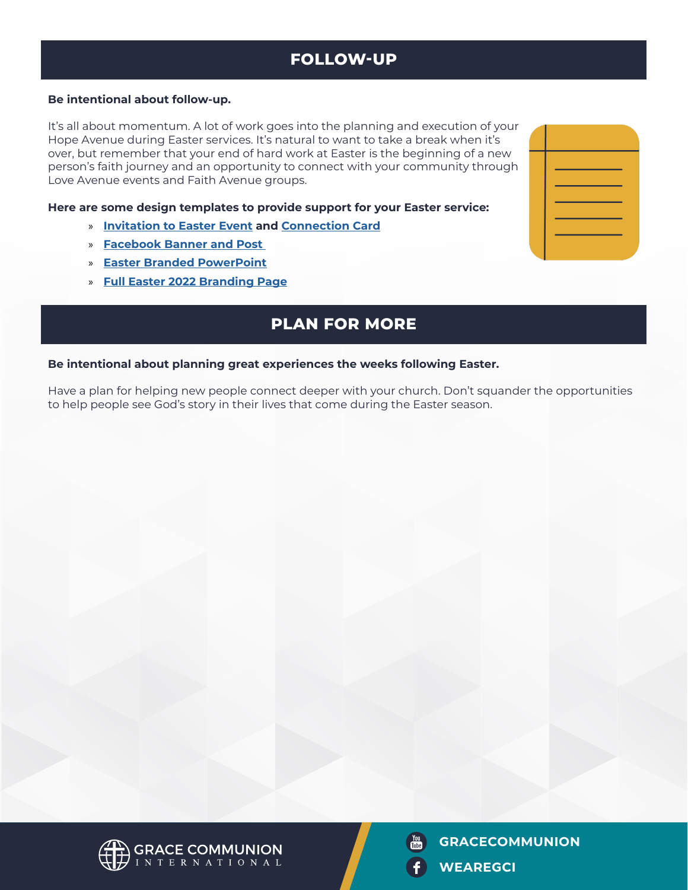## FOLLOW-UP

**Be intentional about follow-up.**

It's all about momentum. A lot of work goes into the planning and execution of your Hope Avenue during Easter services. It's natural to want to take a break when it's over, but remember that your end of hard work at Easter is the beginning of a new person's faith journey and an opportunity to connect with your community through Love Avenue events and Faith Avenue groups.

**Here are some design templates to provide support for your Easter service:**

- **Invitation to Easter Event** and **Connection Card**
- **Facebook Banner and Post**
- **Easter Branded PowerPoint**
- **Full Easter 2022 Branding Page**

## PLAN FOR MORE

**Be intentional about planning great experiences the weeks following Easter.**

Have a plan for helping new people connect deeper with your church. Don't squander the opportunities to help people see God's story in their lives that come during the Easter season.

GRACE COMMUNION INTERNATIONAL

GRACECOMMUNION

WEAREGCI